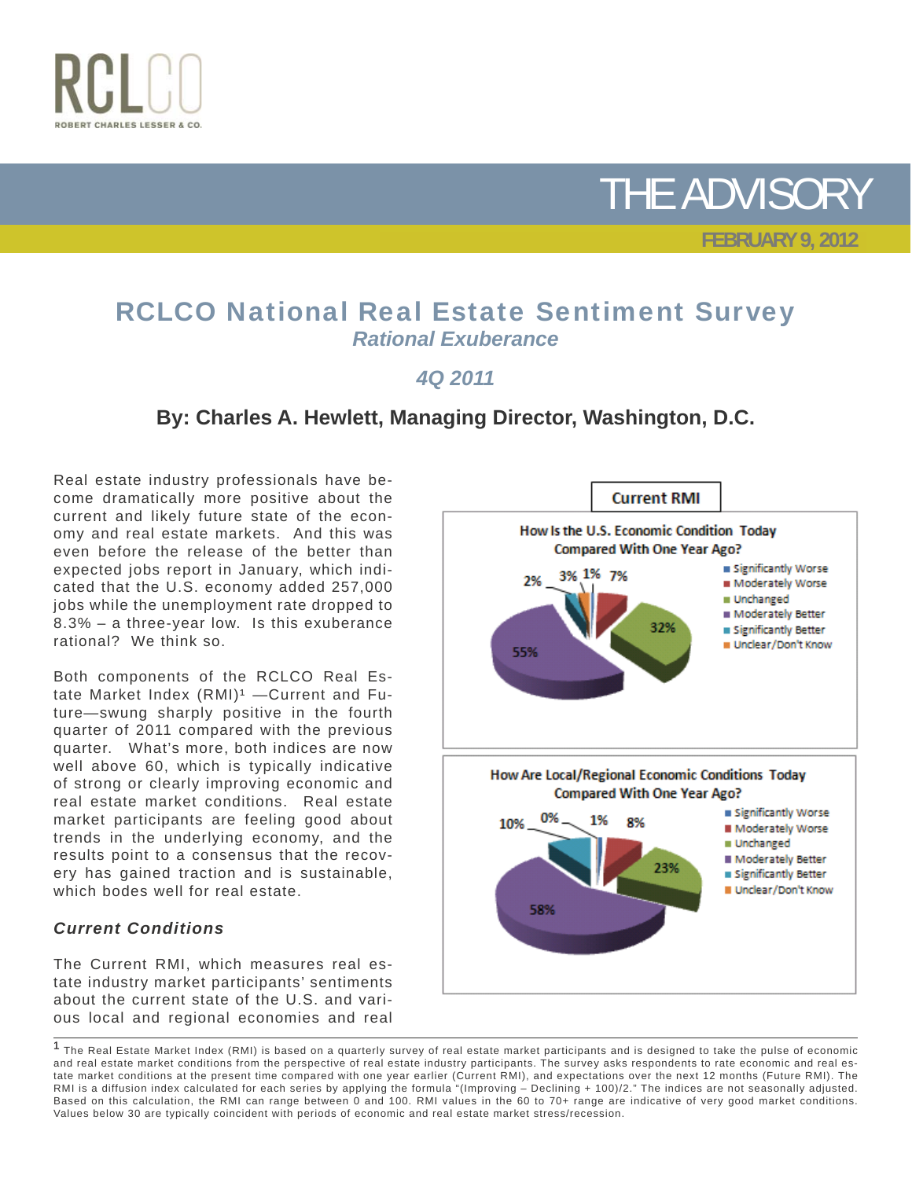RCLCO

ROBERT CHARLES LESSER & CO.

# THE ADVISORY

**FEBRUARY 9, 2012**

## RCLCO National Real Estate Sentiment Survey

### *Rational Exuberance*

### *4Q 2011*

### By: Charles A. Hewlett, Managing Director, Washington, D.C.

Real estate industry professionals have become dramatically more positive about the current and likely future state of the economy and real estate markets. And this was even before the release of the better than expected jobs report in January, which indicated that the U.S. economy added 257,000 jobs while the unemployment rate dropped to 8.3% – a three-year low. Is this exuberance rational? We think so.

Both components of the RCLCO Real Estate Market Index (RMI)[1] —Current and Future—swung sharply positive in the fourth quarter of 2011 compared with the previous quarter. What's more, both indices are now well above 60, which is typically indicative of strong or clearly improving economic and real estate market conditions. Real estate market participants are feeling good about trends in the underlying economy, and the results point to a consensus that the recovery has gained traction and is sustainable, which bodes well for real estate.

**Current RMI**

**How Is the U.S. Economic Condition Today Compared With One Year Ago?**

| Response | Share |
| --- | --- |
| Significantly Worse | 1% |
| Moderately Worse | 7% |
| Unchanged | 32% |
| Moderately Better | 55% |
| Significantly Better | 2% |
| Unclear/Don't Know | 3% |

**How Are Local/Regional Economic Conditions Today Compared With One Year Ago?**

| Response | Share |
| --- | --- |
| Significantly Worse | 1% |
| Moderately Worse | 8% |
| Unchanged | 23% |
| Moderately Better | 58% |
| Significantly Better | 10% |
| Unclear/Don't Know | 0% |

### *Current Conditions*

The Current RMI, which measures real estate industry market participants' sentiments about the current state of the U.S. and various local and regional economies and real

---

[1] The Real Estate Market Index (RMI) is based on a quarterly survey of real estate market participants and is designed to take the pulse of economic and real estate market conditions from the perspective of real estate industry participants. The survey asks respondents to rate economic and real estate market conditions at the present time compared with one year earlier (Current RMI), and expectations over the next 12 months (Future RMI). The RMI is a diffusion index calculated for each series by applying the formula "(Improving – Declining + 100)/2." The indices are not seasonally adjusted. Based on this calculation, the RMI can range between 0 and 100. RMI values in the 60 to 70+ range are indicative of very good market conditions. Values below 30 are typically coincident with periods of economic and real estate market stress/recession.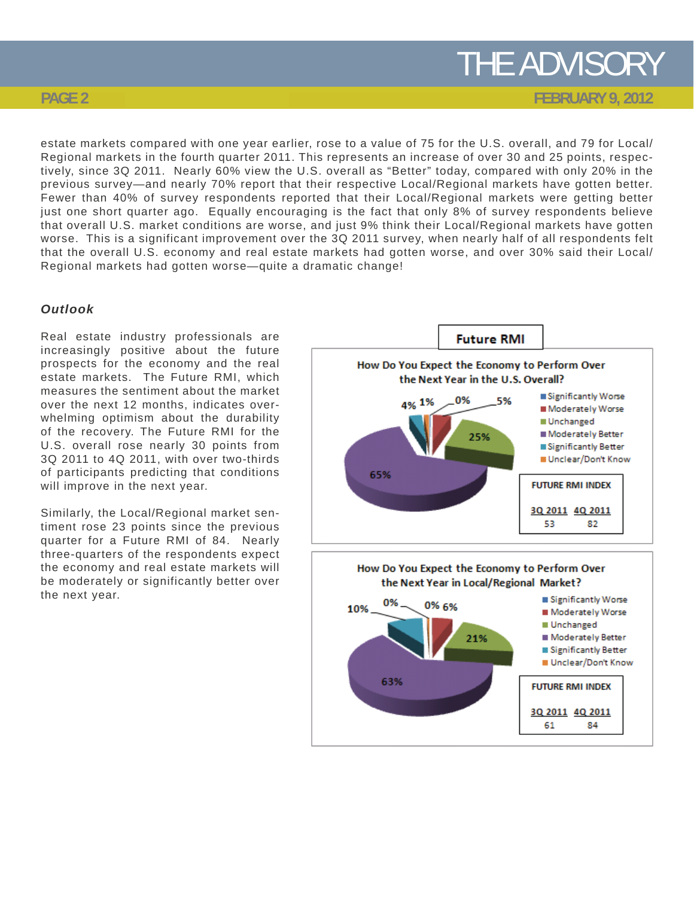estate markets compared with one year earlier, rose to a value of 75 for the U.S. overall, and 79 for Local/Regional markets in the fourth quarter 2011. This represents an increase of over 30 and 25 points, respectively, since 3Q 2011. Nearly 60% view the U.S. overall as "Better" today, compared with only 20% in the previous survey—and nearly 70% report that their respective Local/Regional markets have gotten better. Fewer than 40% of survey respondents reported that their Local/Regional markets were getting better just one short quarter ago. Equally encouraging is the fact that only 8% of survey respondents believe that overall U.S. market conditions are worse, and just 9% think their Local/Regional markets have gotten worse. This is a significant improvement over the 3Q 2011 survey, when nearly half of all respondents felt that the overall U.S. economy and real estate markets had gotten worse, and over 30% said their Local/Regional markets had gotten worse—quite a dramatic change!

### *Outlook*

Real estate industry professionals are increasingly positive about the future prospects for the economy and the real estate markets. The Future RMI, which measures the sentiment about the market over the next 12 months, indicates overwhelming optimism about the durability of the recovery. The Future RMI for the U.S. overall rose nearly 30 points from 3Q 2011 to 4Q 2011, with over two-thirds of participants predicting that conditions will improve in the next year.

Similarly, the Local/Regional market sentiment rose 23 points since the previous quarter for a Future RMI of 84. Nearly three-quarters of the respondents expect the economy and real estate markets will be moderately or significantly better over the next year.

**Future RMI**

**How Do You Expect the Economy to Perform Over the Next Year in the U.S. Overall?**

| Response | Share |
|---|---|
| Significantly Worse | 0% |
| Moderately Worse | 5% |
| Unchanged | 25% |
| Moderately Better | 65% |
| Significantly Better | 4% |
| Unclear/Don't Know | 1% |

| FUTURE RMI INDEX | |
|---|---|
| 3Q 2011 | 4Q 2011 |
| 53 | 82 |

**How Do You Expect the Economy to Perform Over the Next Year in Local/Regional Market?**

| Response | Share |
|---|---|
| Significantly Worse | 0% |
| Moderately Worse | 6% |
| Unchanged | 21% |
| Moderately Better | 63% |
| Significantly Better | 10% |
| Unclear/Don't Know | 0% |

| FUTURE RMI INDEX | |
|---|---|
| 3Q 2011 | 4Q 2011 |
| 61 | 84 |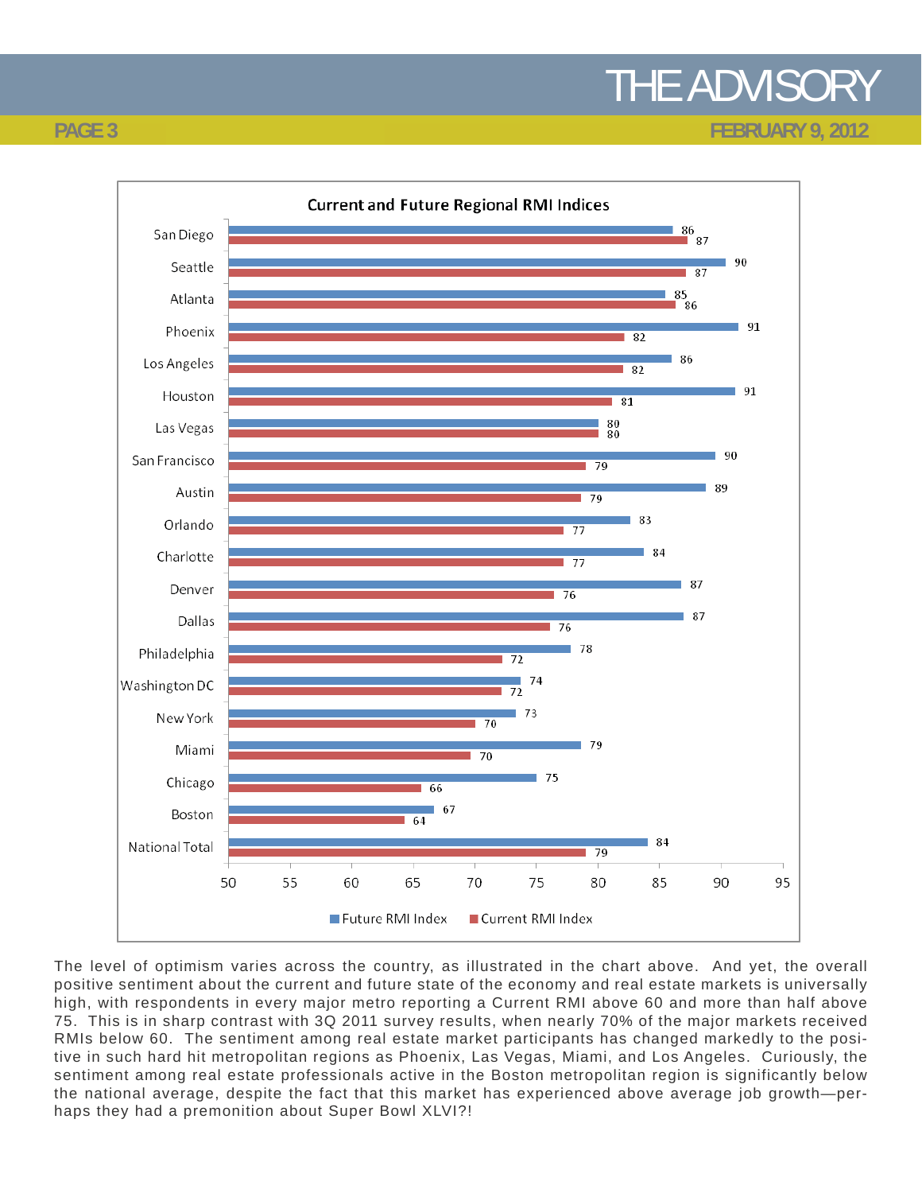**Current and Future Regional RMI Indices**

| Region | Future RMI Index | Current RMI Index |
| --- | --- | --- |
| San Diego | 86 | 87 |
| Seattle | 90 | 87 |
| Atlanta | 85 | 86 |
| Phoenix | 91 | 82 |
| Los Angeles | 86 | 82 |
| Houston | 91 | 81 |
| Las Vegas | 80 | 80 |
| San Francisco | 90 | 79 |
| Austin | 89 | 79 |
| Orlando | 83 | 77 |
| Charlotte | 84 | 77 |
| Denver | 87 | 76 |
| Dallas | 87 | 76 |
| Philadelphia | 78 | 72 |
| Washington DC | 74 | 72 |
| New York | 73 | 70 |
| Miami | 79 | 70 |
| Chicago | 75 | 66 |
| Boston | 67 | 64 |
| National Total | 84 | 79 |

The level of optimism varies across the country, as illustrated in the chart above. And yet, the overall positive sentiment about the current and future state of the economy and real estate markets is universally high, with respondents in every major metro reporting a Current RMI above 60 and more than half above 75. This is in sharp contrast with 3Q 2011 survey results, when nearly 70% of the major markets received RMIs below 60. The sentiment among real estate market participants has changed markedly to the positive in such hard hit metropolitan regions as Phoenix, Las Vegas, Miami, and Los Angeles. Curiously, the sentiment among real estate professionals active in the Boston metropolitan region is significantly below the national average, despite the fact that this market has experienced above average job growth—perhaps they had a premonition about Super Bowl XLVI?!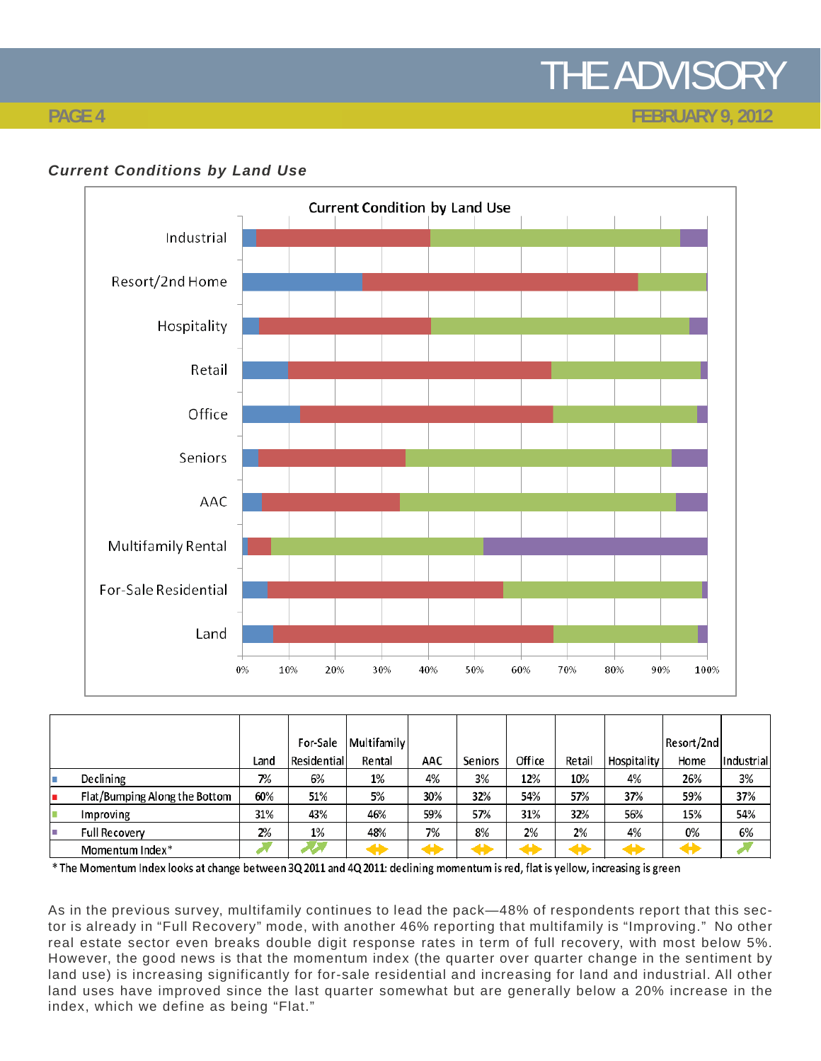### *Current Conditions by Land Use*

|  | Land | For-Sale Residential | Multifamily Rental | AAC | Seniors | Office | Retail | Hospitality | Resort/2nd Home | Industrial |
|---|---|---|---|---|---|---|---|---|---|---|
| Declining | 7% | 6% | 1% | 4% | 3% | 12% | 10% | 4% | 26% | 3% |
| Flat/Bumping Along the Bottom | 60% | 51% | 5% | 30% | 32% | 54% | 57% | 37% | 59% | 37% |
| Improving | 31% | 43% | 46% | 59% | 57% | 31% | 32% | 56% | 15% | 54% |
| Full Recovery | 2% | 1% | 48% | 7% | 8% | 2% | 2% | 4% | 0% | 6% |
| Momentum Index* | increasing | increasing (strongly) | flat | flat | flat | flat | flat | flat | flat | increasing |

* The Momentum Index looks at change between 3Q 2011 and 4Q 2011: declining momentum is red, flat is yellow, increasing is green

As in the previous survey, multifamily continues to lead the pack—48% of respondents report that this sector is already in "Full Recovery" mode, with another 46% reporting that multifamily is "Improving." No other real estate sector even breaks double digit response rates in term of full recovery, with most below 5%. However, the good news is that the momentum index (the quarter over quarter change in the sentiment by land use) is increasing significantly for for-sale residential and increasing for land and industrial. All other land uses have improved since the last quarter somewhat but are generally below a 20% increase in the index, which we define as being "Flat."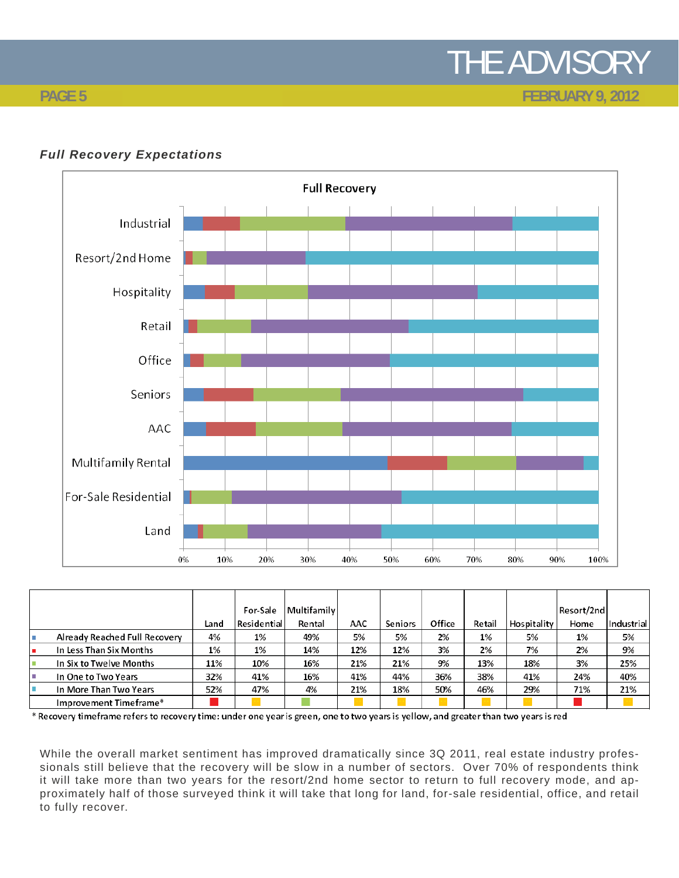### *Full Recovery Expectations*

| | Land | For-Sale Residential | Multifamily Rental | AAC | Seniors | Office | Retail | Hospitality | Resort/2nd Home | Industrial |
|---|---|---|---|---|---|---|---|---|---|---|
| Already Reached Full Recovery | 4% | 1% | 49% | 5% | 5% | 2% | 1% | 5% | 1% | 5% |
| In Less Than Six Months | 1% | 1% | 14% | 12% | 12% | 3% | 2% | 7% | 2% | 9% |
| In Six to Twelve Months | 11% | 10% | 16% | 21% | 21% | 9% | 13% | 18% | 3% | 25% |
| In One to Two Years | 32% | 41% | 16% | 41% | 44% | 36% | 38% | 41% | 24% | 40% |
| In More Than Two Years | 52% | 47% | 4% | 21% | 18% | 50% | 46% | 29% | 71% | 21% |
| Improvement Timeframe* | Red | Yellow | Green | Yellow | Yellow | Yellow | Yellow | Yellow | Red | Yellow |

\* Recovery timeframe refers to recovery time: under one year is green, one to two years is yellow, and greater than two years is red

While the overall market sentiment has improved dramatically since 3Q 2011, real estate industry professionals still believe that the recovery will be slow in a number of sectors. Over 70% of respondents think it will take more than two years for the resort/2nd home sector to return to full recovery mode, and approximately half of those surveyed think it will take that long for land, for-sale residential, office, and retail to fully recover.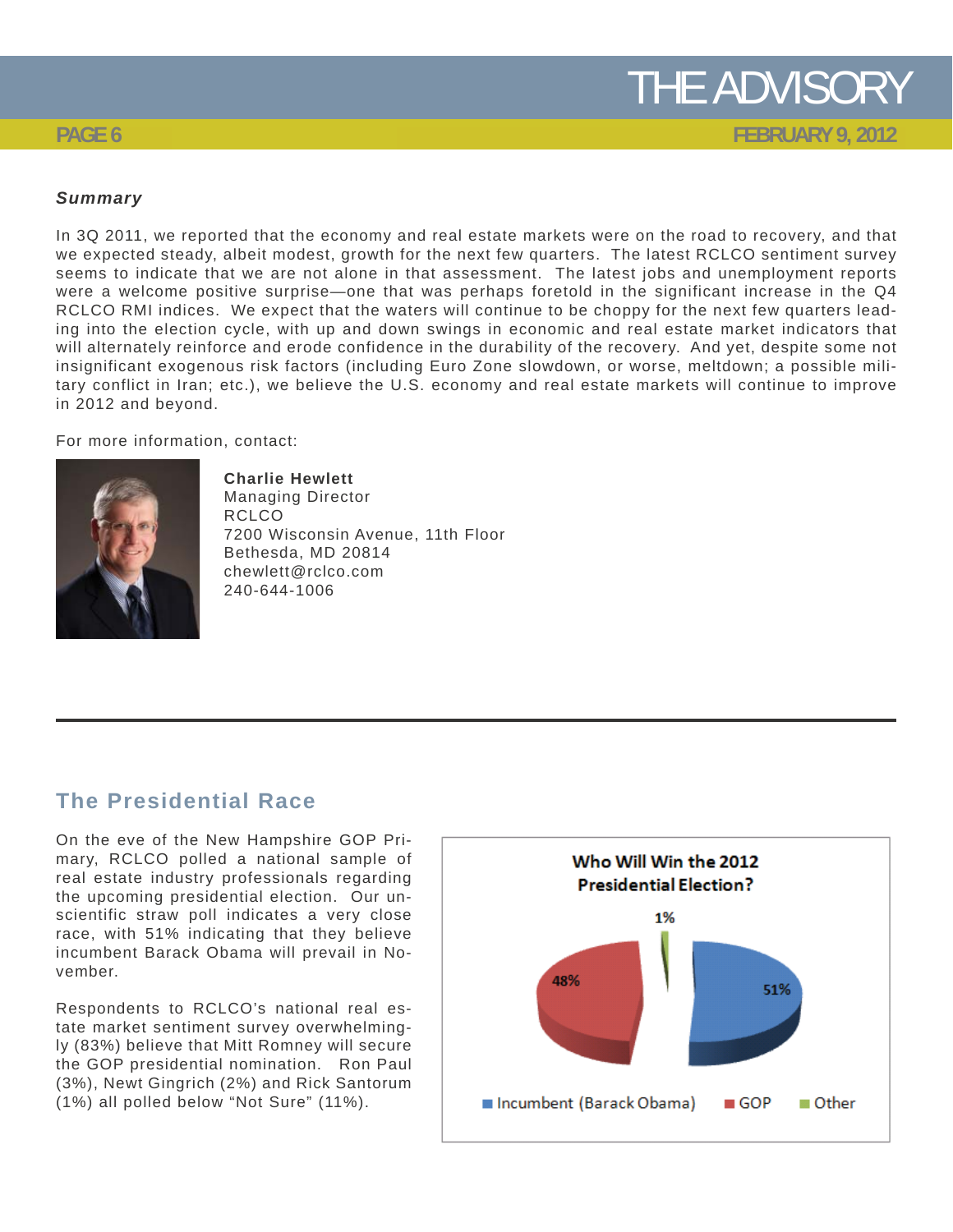### *Summary*

In 3Q 2011, we reported that the economy and real estate markets were on the road to recovery, and that we expected steady, albeit modest, growth for the next few quarters. The latest RCLCO sentiment survey seems to indicate that we are not alone in that assessment. The latest jobs and unemployment reports were a welcome positive surprise—one that was perhaps foretold in the significant increase in the Q4 RCLCO RMI indices. We expect that the waters will continue to be choppy for the next few quarters leading into the election cycle, with up and down swings in economic and real estate market indicators that will alternately reinforce and erode confidence in the durability of the recovery. And yet, despite some not insignificant exogenous risk factors (including Euro Zone slowdown, or worse, meltdown; a possible military conflict in Iran; etc.), we believe the U.S. economy and real estate markets will continue to improve in 2012 and beyond.

For more information, contact:

**Charlie Hewlett**
Managing Director
RCLCO
7200 Wisconsin Avenue, 11th Floor
Bethesda, MD 20814
chewlett@rclco.com
240-644-1006

---

## The Presidential Race

On the eve of the New Hampshire GOP Primary, RCLCO polled a national sample of real estate industry professionals regarding the upcoming presidential election. Our unscientific straw poll indicates a very close race, with 51% indicating that they believe incumbent Barack Obama will prevail in November.

Respondents to RCLCO's national real estate market sentiment survey overwhelmingly (83%) believe that Mitt Romney will secure the GOP presidential nomination. Ron Paul (3%), Newt Gingrich (2%) and Rick Santorum (1%) all polled below "Not Sure" (11%).

Who Will Win the 2012 Presidential Election?

1%

48%

51%

Incumbent (Barack Obama)

GOP

Other